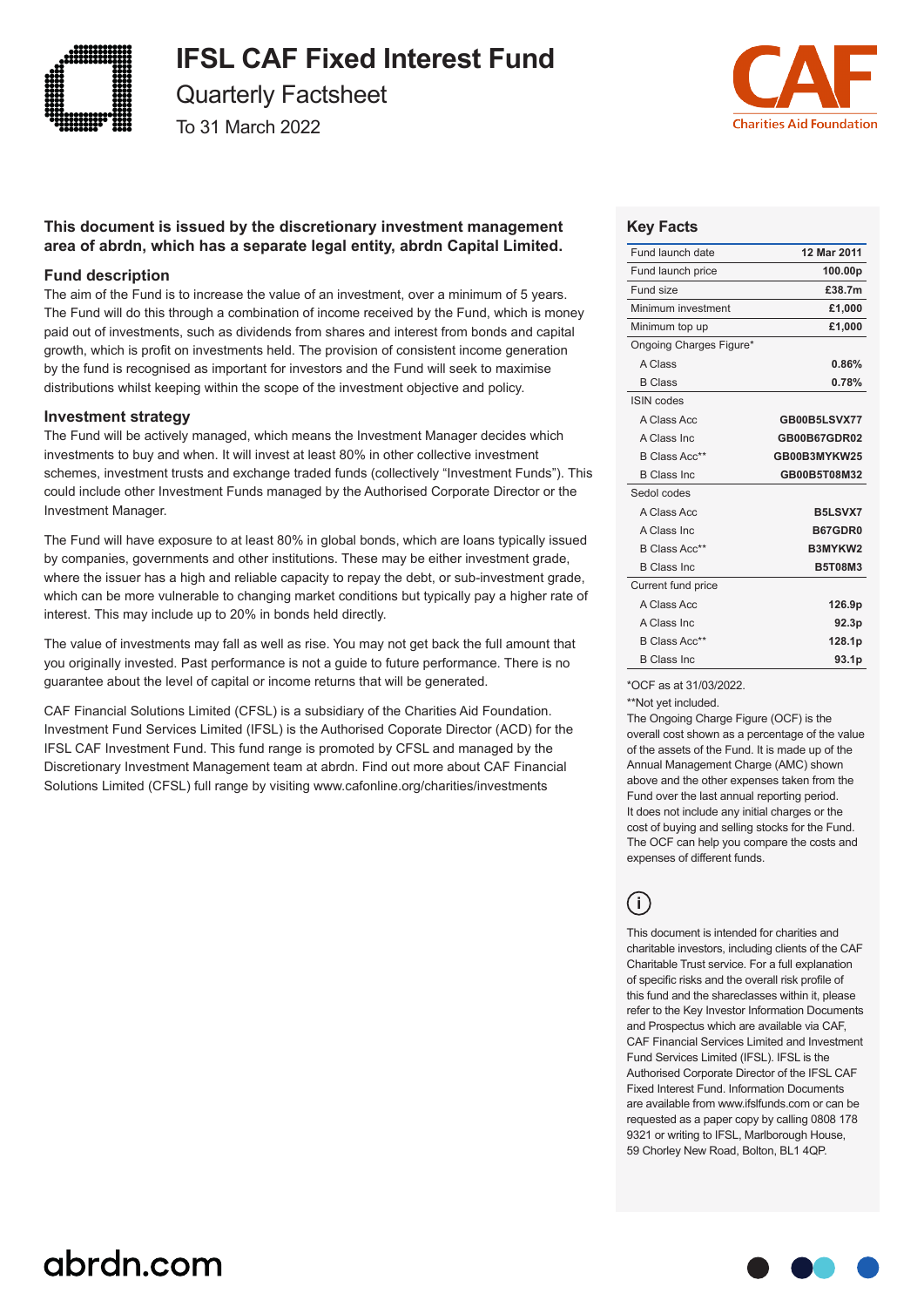# IFSL CAF Fixed Interest Fund

## Quarterly Factsheet

To 31 March 2022

**This document is issued by the discretionary investment management area of abrdn, which has a separate legal entity, abrdn Capital Limited.**

### Fund description

The aim of the Fund is to increase the value of an investment, over a minimum of 5 years. The Fund will do this through a combination of income received by the Fund, which is money paid out of investments, such as dividends from shares and interest from bonds and capital growth, which is profit on investments held. The provision of consistent income generation by the fund is recognised as important for investors and the Fund will seek to maximise distributions whilst keeping within the scope of the investment objective and policy.

### Investment strategy

The Fund will be actively managed, which means the Investment Manager decides which investments to buy and when. It will invest at least 80% in other collective investment schemes, investment trusts and exchange traded funds (collectively “Investment Funds”). This could include other Investment Funds managed by the Authorised Corporate Director or the Investment Manager.

The Fund will have exposure to at least 80% in global bonds, which are loans typically issued by companies, governments and other institutions. These may be either investment grade, where the issuer has a high and reliable capacity to repay the debt, or sub-investment grade, which can be more vulnerable to changing market conditions but typically pay a higher rate of interest. This may include up to 20% in bonds held directly.

The value of investments may fall as well as rise. You may not get back the full amount that you originally invested. Past performance is not a guide to future performance. There is no guarantee about the level of capital or income returns that will be generated.

CAF Financial Solutions Limited (CFSL) is a subsidiary of the Charities Aid Foundation. Investment Fund Services Limited (IFSL) is the Authorised Coporate Director (ACD) for the IFSL CAF Investment Fund. This fund range is promoted by CFSL and managed by the Discretionary Investment Management team at abrdn. Find out more about CAF Financial Solutions Limited (CFSL) full range by visiting www.cafonline.org/charities/investments

### Key Facts

| | |
|---|---|
| Fund launch date | **12 Mar 2011** |
| Fund launch price | **100.00p** |
| Fund size | **£38.7m** |
| Minimum investment | **£1,000** |
| Minimum top up | **£1,000** |
| Ongoing Charges Figure* | |
| A Class | **0.86%** |
| B Class | **0.78%** |
| ISIN codes | |
| A Class Acc | **GB00B5LSVX77** |
| A Class Inc | **GB00B67GDR02** |
| B Class Acc** | **GB00B3MYKW25** |
| B Class Inc | **GB00B5T08M32** |
| Sedol codes | |
| A Class Acc | **B5LSVX7** |
| A Class Inc | **B67GDR0** |
| B Class Acc** | **B3MYKW2** |
| B Class Inc | **B5T08M3** |
| Current fund price | |
| A Class Acc | **126.9p** |
| A Class Inc | **92.3p** |
| B Class Acc** | **128.1p** |
| B Class Inc | **93.1p** |

*OCF as at 31/03/2022.

**Not yet included.

The Ongoing Charge Figure (OCF) is the overall cost shown as a percentage of the value of the assets of the Fund. It is made up of the Annual Management Charge (AMC) shown above and the other expenses taken from the Fund over the last annual reporting period. It does not include any initial charges or the cost of buying and selling stocks for the Fund. The OCF can help you compare the costs and expenses of different funds.

This document is intended for charities and charitable investors, including clients of the CAF Charitable Trust service. For a full explanation of specific risks and the overall risk profile of this fund and the shareclasses within it, please refer to the Key Investor Information Documents and Prospectus which are available via CAF, CAF Financial Services Limited and Investment Fund Services Limited (IFSL). IFSL is the Authorised Corporate Director of the IFSL CAF Fixed Interest Fund. Information Documents are available from www.ifslfunds.com or can be requested as a paper copy by calling 0808 178 9321 or writing to IFSL, Marlborough House, 59 Chorley New Road, Bolton, BL1 4QP.

abrdn.com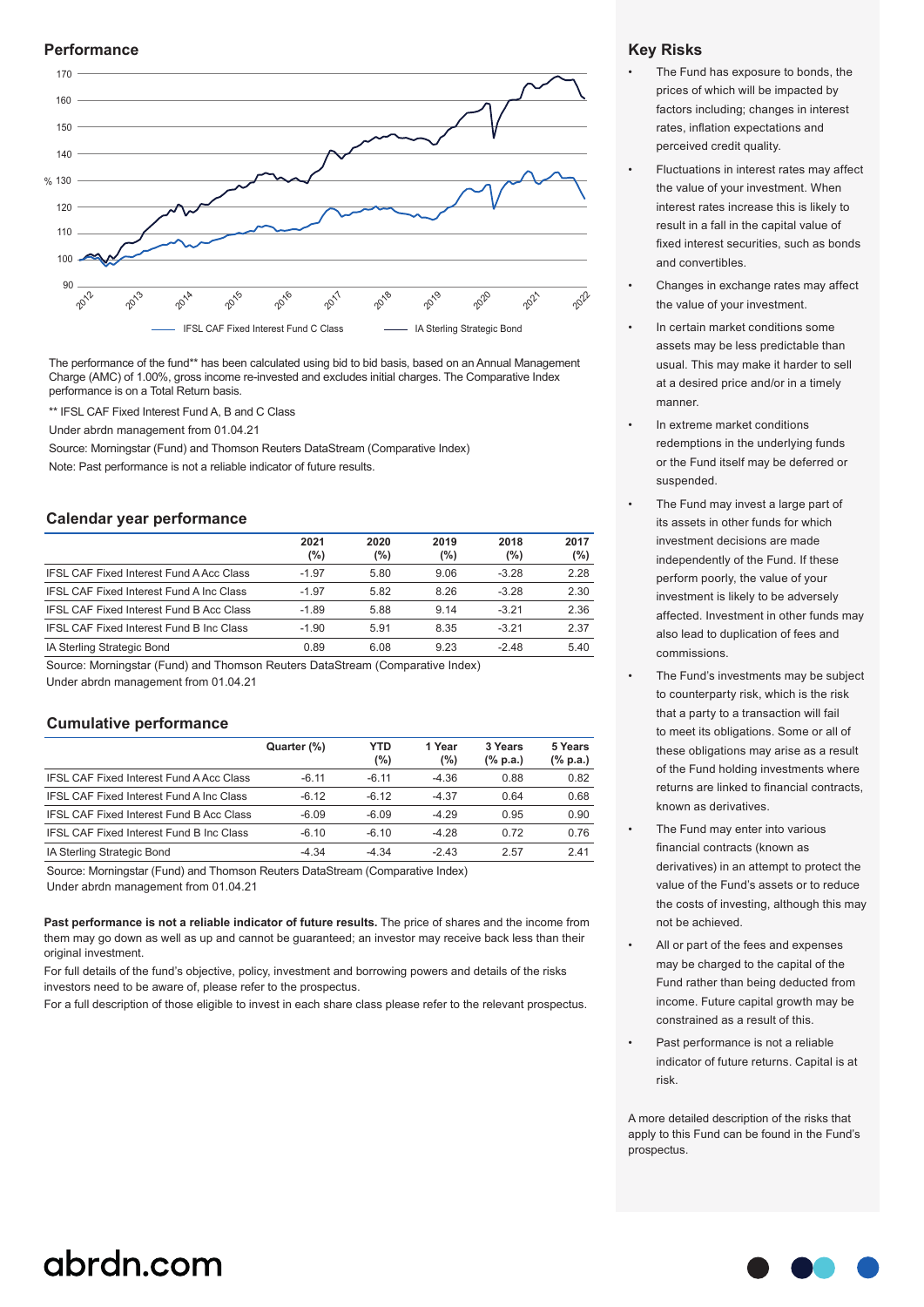## Performance

The performance of the fund** has been calculated using bid to bid basis, based on an Annual Management Charge (AMC) of 1.00%, gross income re-invested and excludes initial charges. The Comparative Index performance is on a Total Return basis.

** IFSL CAF Fixed Interest Fund A, B and C Class

Under abrdn management from 01.04.21

Source: Morningstar (Fund) and Thomson Reuters DataStream (Comparative Index)

Note: Past performance is not a reliable indicator of future results.

## Calendar year performance

| | 2021 (%) | 2020 (%) | 2019 (%) | 2018 (%) | 2017 (%) |
|---|---|---|---|---|---|
| IFSL CAF Fixed Interest Fund A Acc Class | -1.97 | 5.80 | 9.06 | -3.28 | 2.28 |
| IFSL CAF Fixed Interest Fund A Inc Class | -1.97 | 5.82 | 8.26 | -3.28 | 2.30 |
| IFSL CAF Fixed Interest Fund B Acc Class | -1.89 | 5.88 | 9.14 | -3.21 | 2.36 |
| IFSL CAF Fixed Interest Fund B Inc Class | -1.90 | 5.91 | 8.35 | -3.21 | 2.37 |
| IA Sterling Strategic Bond | 0.89 | 6.08 | 9.23 | -2.48 | 5.40 |

Source: Morningstar (Fund) and Thomson Reuters DataStream (Comparative Index)
Under abrdn management from 01.04.21

## Cumulative performance

| | Quarter (%) | YTD (%) | 1 Year (%) | 3 Years (% p.a.) | 5 Years (% p.a.) |
|---|---|---|---|---|---|
| IFSL CAF Fixed Interest Fund A Acc Class | -6.11 | -6.11 | -4.36 | 0.88 | 0.82 |
| IFSL CAF Fixed Interest Fund A Inc Class | -6.12 | -6.12 | -4.37 | 0.64 | 0.68 |
| IFSL CAF Fixed Interest Fund B Acc Class | -6.09 | -6.09 | -4.29 | 0.95 | 0.90 |
| IFSL CAF Fixed Interest Fund B Inc Class | -6.10 | -6.10 | -4.28 | 0.72 | 0.76 |
| IA Sterling Strategic Bond | -4.34 | -4.34 | -2.43 | 2.57 | 2.41 |

Source: Morningstar (Fund) and Thomson Reuters DataStream (Comparative Index)
Under abrdn management from 01.04.21

**Past performance is not a reliable indicator of future results.** The price of shares and the income from them may go down as well as up and cannot be guaranteed; an investor may receive back less than their original investment.

For full details of the fund's objective, policy, investment and borrowing powers and details of the risks investors need to be aware of, please refer to the prospectus.

For a full description of those eligible to invest in each share class please refer to the relevant prospectus.

## Key Risks

- The Fund has exposure to bonds, the prices of which will be impacted by factors including; changes in interest rates, inflation expectations and perceived credit quality.
- Fluctuations in interest rates may affect the value of your investment. When interest rates increase this is likely to result in a fall in the capital value of fixed interest securities, such as bonds and convertibles.
- Changes in exchange rates may affect the value of your investment.
- In certain market conditions some assets may be less predictable than usual. This may make it harder to sell at a desired price and/or in a timely manner.
- In extreme market conditions redemptions in the underlying funds or the Fund itself may be deferred or suspended.
- The Fund may invest a large part of its assets in other funds for which investment decisions are made independently of the Fund. If these perform poorly, the value of your investment is likely to be adversely affected. Investment in other funds may also lead to duplication of fees and commissions.
- The Fund's investments may be subject to counterparty risk, which is the risk that a party to a transaction will fail to meet its obligations. Some or all of these obligations may arise as a result of the Fund holding investments where returns are linked to financial contracts, known as derivatives.
- The Fund may enter into various financial contracts (known as derivatives) in an attempt to protect the value of the Fund's assets or to reduce the costs of investing, although this may not be achieved.
- All or part of the fees and expenses may be charged to the capital of the Fund rather than being deducted from income. Future capital growth may be constrained as a result of this.
- Past performance is not a reliable indicator of future returns. Capital is at risk.

A more detailed description of the risks that apply to this Fund can be found in the Fund's prospectus.

abrdn.com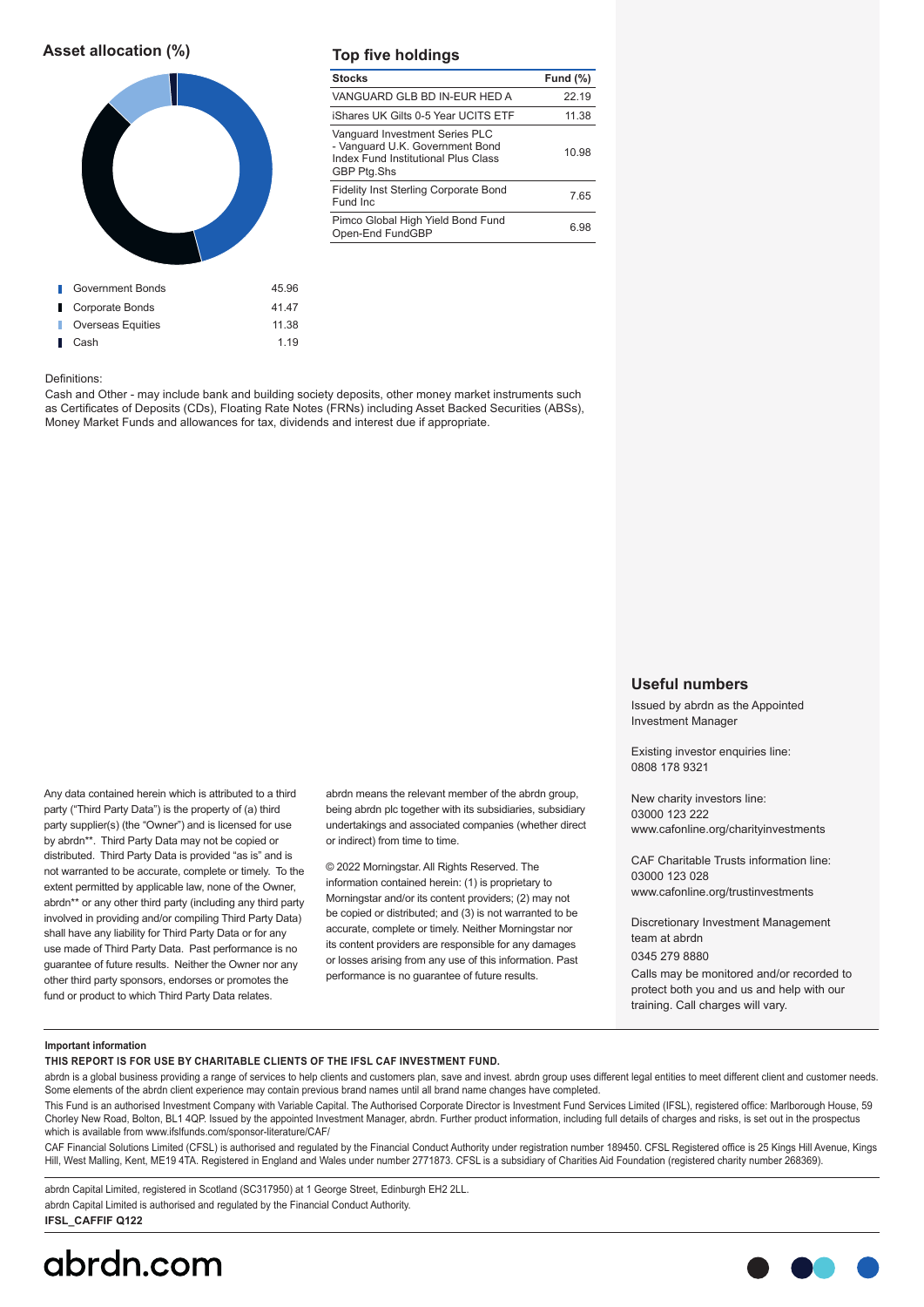## Asset allocation (%)

Government Bonds 45.96
Corporate Bonds 41.47
Overseas Equities 11.38
Cash 1.19

## Top five holdings

| Stocks | Fund (%) |
|---|---|
| VANGUARD GLB BD IN-EUR HED A | 22.19 |
| iShares UK Gilts 0-5 Year UCITS ETF | 11.38 |
| Vanguard Investment Series PLC - Vanguard U.K. Government Bond Index Fund Institutional Plus Class GBP Ptg.Shs | 10.98 |
| Fidelity Inst Sterling Corporate Bond Fund Inc | 7.65 |
| Pimco Global High Yield Bond Fund Open-End FundGBP | 6.98 |

Definitions:

Cash and Other - may include bank and building society deposits, other money market instruments such as Certificates of Deposits (CDs), Floating Rate Notes (FRNs) including Asset Backed Securities (ABSs), Money Market Funds and allowances for tax, dividends and interest due if appropriate.

Any data contained herein which is attributed to a third party ("Third Party Data") is the property of (a) third party supplier(s) (the "Owner") and is licensed for use by abrdn**. Third Party Data may not be copied or distributed. Third Party Data is provided "as is" and is not warranted to be accurate, complete or timely. To the extent permitted by applicable law, none of the Owner, abrdn** or any other third party (including any third party involved in providing and/or compiling Third Party Data) shall have any liability for Third Party Data or for any use made of Third Party Data. Past performance is no guarantee of future results. Neither the Owner nor any other third party sponsors, endorses or promotes the fund or product to which Third Party Data relates.

abrdn means the relevant member of the abrdn group, being abrdn plc together with its subsidiaries, subsidiary undertakings and associated companies (whether direct or indirect) from time to time.

© 2022 Morningstar. All Rights Reserved. The information contained herein: (1) is proprietary to Morningstar and/or its content providers; (2) may not be copied or distributed; and (3) is not warranted to be accurate, complete or timely. Neither Morningstar nor its content providers are responsible for any damages or losses arising from any use of this information. Past performance is no guarantee of future results.

## Useful numbers

Issued by abrdn as the Appointed Investment Manager

Existing investor enquiries line:
0808 178 9321

New charity investors line:
03000 123 222
www.cafonline.org/charityinvestments

CAF Charitable Trusts information line:
03000 123 028
www.cafonline.org/trustinvestments

Discretionary Investment Management team at abrdn
0345 279 8880

Calls may be monitored and/or recorded to protect both you and us and help with our training. Call charges will vary.

**Important information**

**THIS REPORT IS FOR USE BY CHARITABLE CLIENTS OF THE IFSL CAF INVESTMENT FUND.**

abrdn is a global business providing a range of services to help clients and customers plan, save and invest. abrdn group uses different legal entities to meet different client and customer needs. Some elements of the abrdn client experience may contain previous brand names until all brand name changes have completed.

This Fund is an authorised Investment Company with Variable Capital. The Authorised Corporate Director is Investment Fund Services Limited (IFSL), registered office: Marlborough House, 59 Chorley New Road, Bolton, BL1 4QP. Issued by the appointed Investment Manager, abrdn. Further product information, including full details of charges and risks, is set out in the prospectus which is available from www.ifslfunds.com/sponsor-literature/CAF/

CAF Financial Solutions Limited (CFSL) is authorised and regulated by the Financial Conduct Authority under registration number 189450. CFSL Registered office is 25 Kings Hill Avenue, Kings Hill, West Malling, Kent, ME19 4TA. Registered in England and Wales under number 2771873. CFSL is a subsidiary of Charities Aid Foundation (registered charity number 268369).

abrdn Capital Limited, registered in Scotland (SC317950) at 1 George Street, Edinburgh EH2 2LL.
abrdn Capital Limited is authorised and regulated by the Financial Conduct Authority.

**IFSL_CAFFIF Q122**

abrdn.com